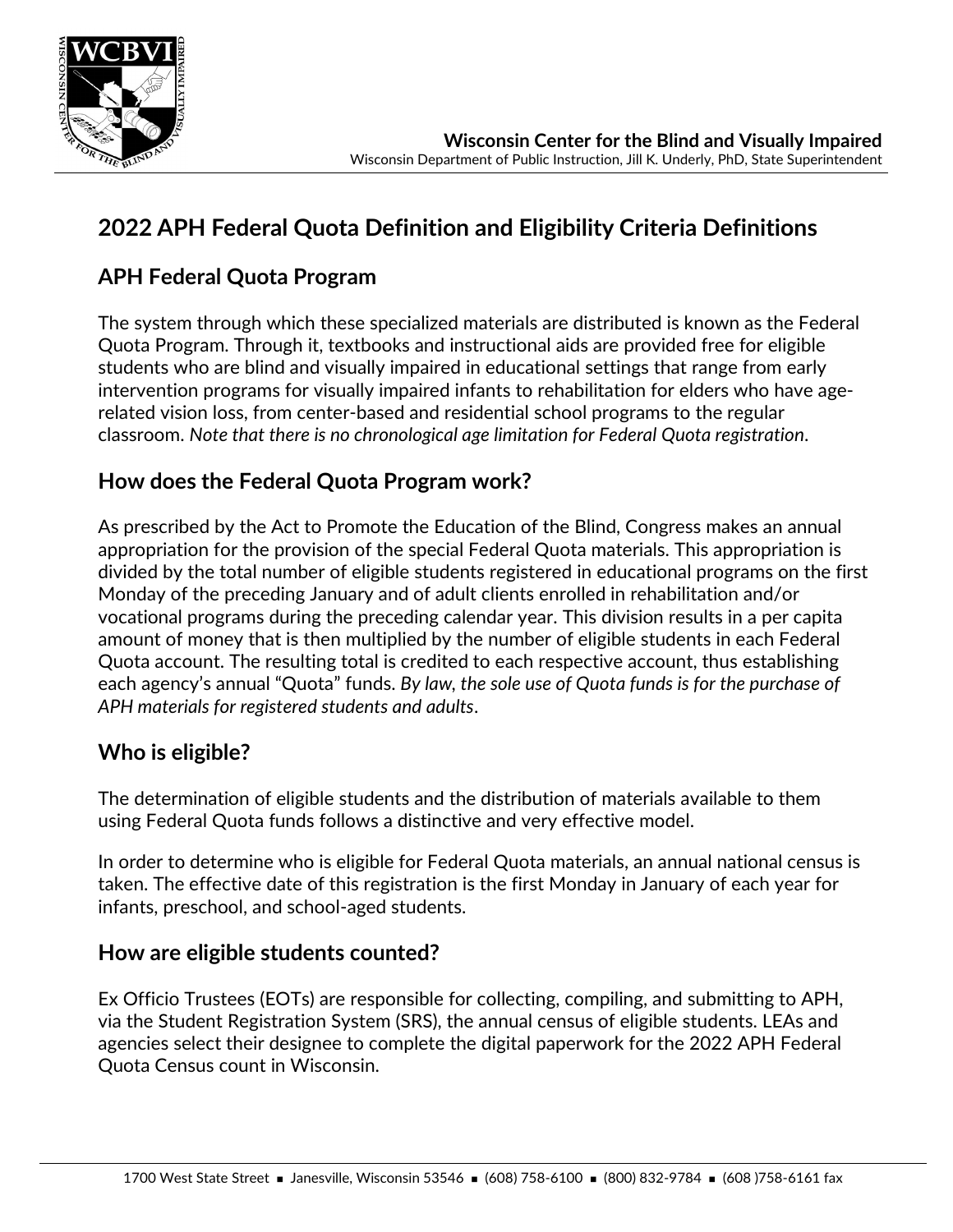**Wisconsin Center for the Blind and Visually Impaired**
Wisconsin Department of Public Instruction, Jill K. Underly, PhD, State Superintendent

# 2022 APH Federal Quota Definition and Eligibility Criteria Definitions

## APH Federal Quota Program

The system through which these specialized materials are distributed is known as the Federal Quota Program. Through it, textbooks and instructional aids are provided free for eligible students who are blind and visually impaired in educational settings that range from early intervention programs for visually impaired infants to rehabilitation for elders who have age-related vision loss, from center-based and residential school programs to the regular classroom. *Note that there is no chronological age limitation for Federal Quota registration*.

## How does the Federal Quota Program work?

As prescribed by the Act to Promote the Education of the Blind, Congress makes an annual appropriation for the provision of the special Federal Quota materials. This appropriation is divided by the total number of eligible students registered in educational programs on the first Monday of the preceding January and of adult clients enrolled in rehabilitation and/or vocational programs during the preceding calendar year. This division results in a per capita amount of money that is then multiplied by the number of eligible students in each Federal Quota account. The resulting total is credited to each respective account, thus establishing each agency's annual "Quota" funds. *By law, the sole use of Quota funds is for the purchase of APH materials for registered students and adults*.

## Who is eligible?

The determination of eligible students and the distribution of materials available to them using Federal Quota funds follows a distinctive and very effective model.

In order to determine who is eligible for Federal Quota materials, an annual national census is taken. The effective date of this registration is the first Monday in January of each year for infants, preschool, and school-aged students.

## How are eligible students counted?

Ex Officio Trustees (EOTs) are responsible for collecting, compiling, and submitting to APH, via the Student Registration System (SRS), the annual census of eligible students. LEAs and agencies select their designee to complete the digital paperwork for the 2022 APH Federal Quota Census count in Wisconsin.

1700 West State Street ▪ Janesville, Wisconsin 53546 ▪ (608) 758-6100 ▪ (800) 832-9784 ▪ (608 )758-6161 fax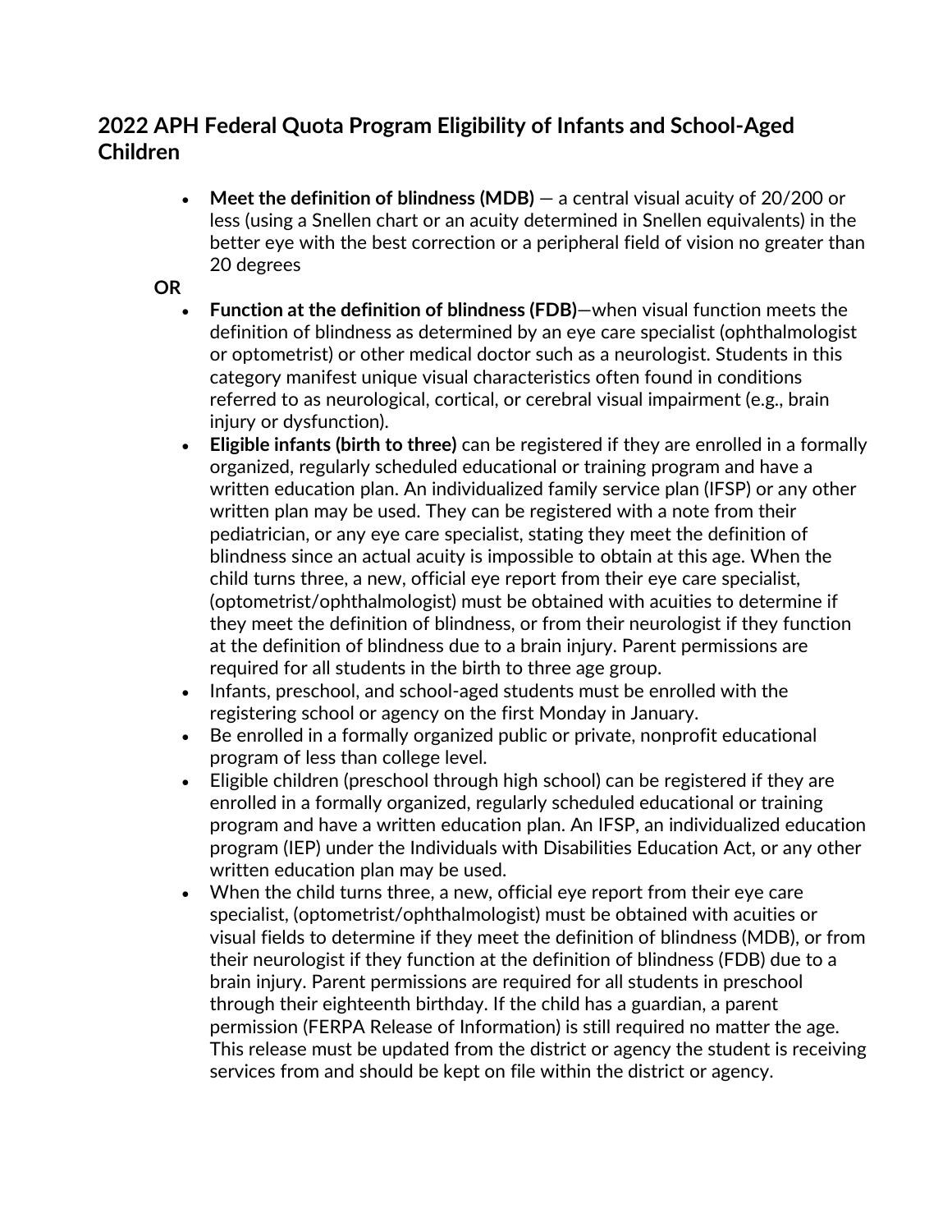## 2022 APH Federal Quota Program Eligibility of Infants and School-Aged Children

- **Meet the definition of blindness (MDB)** — a central visual acuity of 20/200 or less (using a Snellen chart or an acuity determined in Snellen equivalents) in the better eye with the best correction or a peripheral field of vision no greater than 20 degrees

**OR**

- **Function at the definition of blindness (FDB)**—when visual function meets the definition of blindness as determined by an eye care specialist (ophthalmologist or optometrist) or other medical doctor such as a neurologist. Students in this category manifest unique visual characteristics often found in conditions referred to as neurological, cortical, or cerebral visual impairment (e.g., brain injury or dysfunction).
- **Eligible infants (birth to three)** can be registered if they are enrolled in a formally organized, regularly scheduled educational or training program and have a written education plan. An individualized family service plan (IFSP) or any other written plan may be used. They can be registered with a note from their pediatrician, or any eye care specialist, stating they meet the definition of blindness since an actual acuity is impossible to obtain at this age. When the child turns three, a new, official eye report from their eye care specialist, (optometrist/ophthalmologist) must be obtained with acuities to determine if they meet the definition of blindness, or from their neurologist if they function at the definition of blindness due to a brain injury. Parent permissions are required for all students in the birth to three age group.
- Infants, preschool, and school-aged students must be enrolled with the registering school or agency on the first Monday in January.
- Be enrolled in a formally organized public or private, nonprofit educational program of less than college level.
- Eligible children (preschool through high school) can be registered if they are enrolled in a formally organized, regularly scheduled educational or training program and have a written education plan. An IFSP, an individualized education program (IEP) under the Individuals with Disabilities Education Act, or any other written education plan may be used.
- When the child turns three, a new, official eye report from their eye care specialist, (optometrist/ophthalmologist) must be obtained with acuities or visual fields to determine if they meet the definition of blindness (MDB), or from their neurologist if they function at the definition of blindness (FDB) due to a brain injury. Parent permissions are required for all students in preschool through their eighteenth birthday. If the child has a guardian, a parent permission (FERPA Release of Information) is still required no matter the age. This release must be updated from the district or agency the student is receiving services from and should be kept on file within the district or agency.